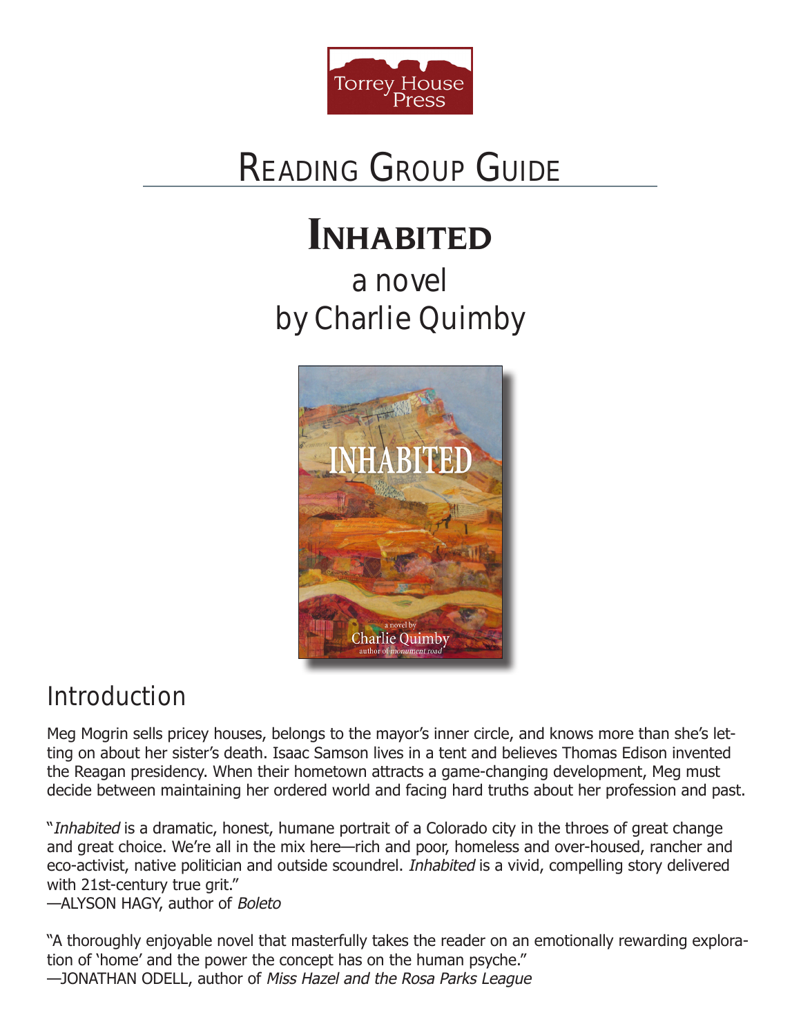Torrey House Press

# Reading Group Guide

# Inhabited

## a novel
## by Charlie Quimby

## Introduction

Meg Mogrin sells pricey houses, belongs to the mayor's inner circle, and knows more than she's letting on about her sister's death. Isaac Samson lives in a tent and believes Thomas Edison invented the Reagan presidency. When their hometown attracts a game-changing development, Meg must decide between maintaining her ordered world and facing hard truths about her profession and past.

"*Inhabited* is a dramatic, honest, humane portrait of a Colorado city in the throes of great change and great choice. We're all in the mix here—rich and poor, homeless and over-housed, rancher and eco-activist, native politician and outside scoundrel. *Inhabited* is a vivid, compelling story delivered with 21st-century true grit."
—ALYSON HAGY, author of *Boleto*

"A thoroughly enjoyable novel that masterfully takes the reader on an emotionally rewarding exploration of 'home' and the power the concept has on the human psyche."
—JONATHAN ODELL, author of *Miss Hazel and the Rosa Parks League*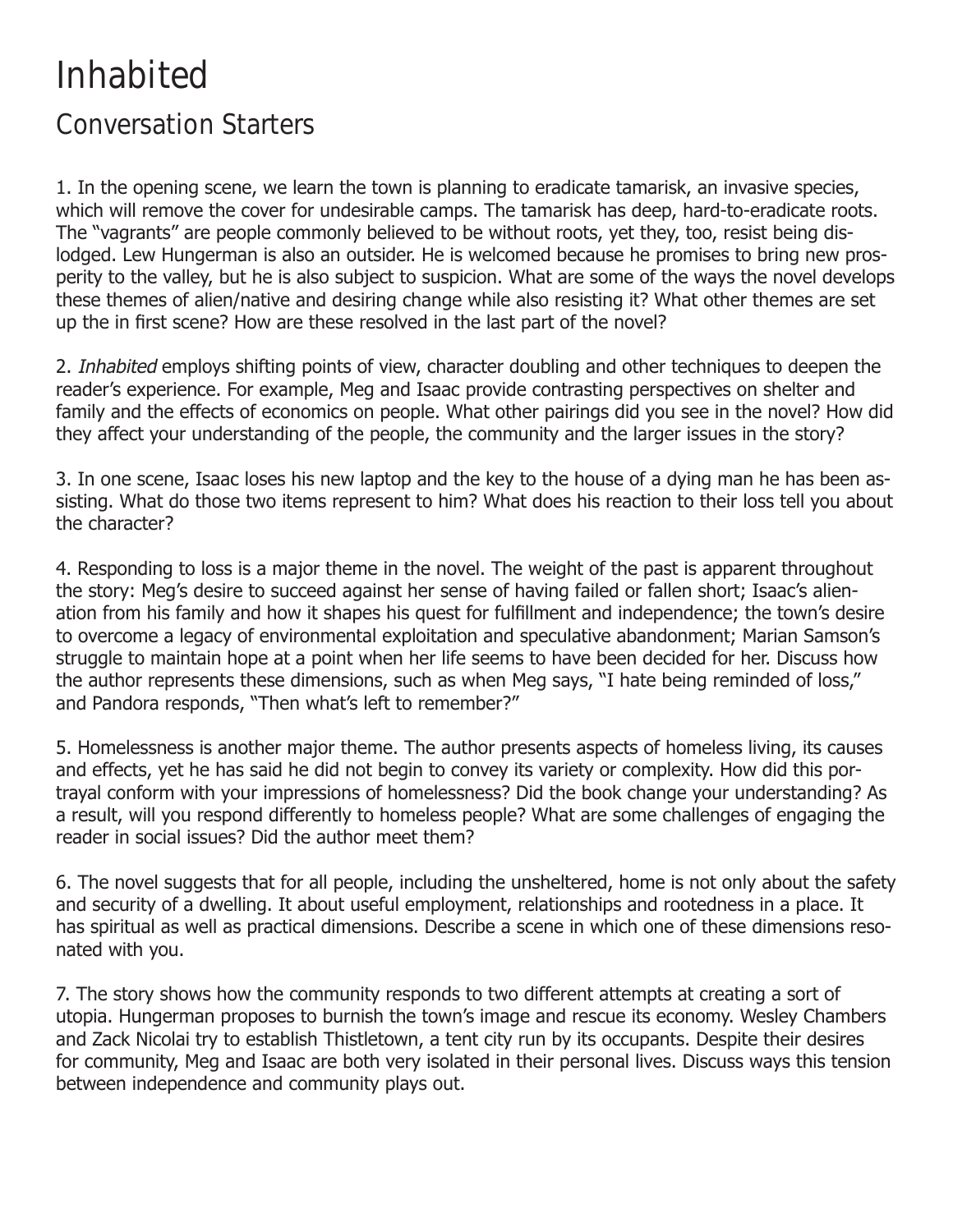# Inhabited

## Conversation Starters

1. In the opening scene, we learn the town is planning to eradicate tamarisk, an invasive species, which will remove the cover for undesirable camps. The tamarisk has deep, hard-to-eradicate roots. The "vagrants" are people commonly believed to be without roots, yet they, too, resist being dislodged. Lew Hungerman is also an outsider. He is welcomed because he promises to bring new prosperity to the valley, but he is also subject to suspicion. What are some of the ways the novel develops these themes of alien/native and desiring change while also resisting it? What other themes are set up the in first scene? How are these resolved in the last part of the novel?

2. *Inhabited* employs shifting points of view, character doubling and other techniques to deepen the reader's experience. For example, Meg and Isaac provide contrasting perspectives on shelter and family and the effects of economics on people. What other pairings did you see in the novel? How did they affect your understanding of the people, the community and the larger issues in the story?

3. In one scene, Isaac loses his new laptop and the key to the house of a dying man he has been assisting. What do those two items represent to him? What does his reaction to their loss tell you about the character?

4. Responding to loss is a major theme in the novel. The weight of the past is apparent throughout the story: Meg's desire to succeed against her sense of having failed or fallen short; Isaac's alienation from his family and how it shapes his quest for fulfillment and independence; the town's desire to overcome a legacy of environmental exploitation and speculative abandonment; Marian Samson's struggle to maintain hope at a point when her life seems to have been decided for her. Discuss how the author represents these dimensions, such as when Meg says, "I hate being reminded of loss," and Pandora responds, "Then what's left to remember?"

5. Homelessness is another major theme. The author presents aspects of homeless living, its causes and effects, yet he has said he did not begin to convey its variety or complexity. How did this portrayal conform with your impressions of homelessness? Did the book change your understanding? As a result, will you respond differently to homeless people? What are some challenges of engaging the reader in social issues? Did the author meet them?

6. The novel suggests that for all people, including the unsheltered, home is not only about the safety and security of a dwelling. It about useful employment, relationships and rootedness in a place. It has spiritual as well as practical dimensions. Describe a scene in which one of these dimensions resonated with you.

7. The story shows how the community responds to two different attempts at creating a sort of utopia. Hungerman proposes to burnish the town's image and rescue its economy. Wesley Chambers and Zack Nicolai try to establish Thistletown, a tent city run by its occupants. Despite their desires for community, Meg and Isaac are both very isolated in their personal lives. Discuss ways this tension between independence and community plays out.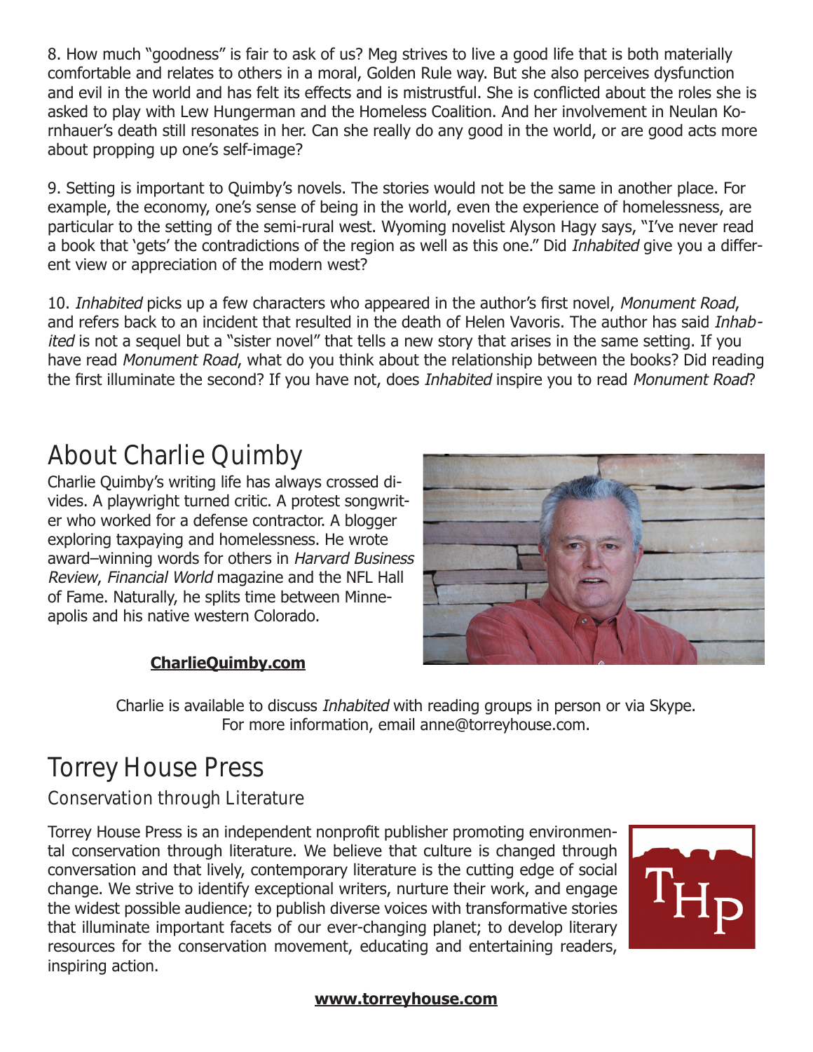8. How much "goodness" is fair to ask of us? Meg strives to live a good life that is both materially comfortable and relates to others in a moral, Golden Rule way. But she also perceives dysfunction and evil in the world and has felt its effects and is mistrustful. She is conflicted about the roles she is asked to play with Lew Hungerman and the Homeless Coalition. And her involvement in Neulan Kornhauer's death still resonates in her. Can she really do any good in the world, or are good acts more about propping up one's self-image?

9. Setting is important to Quimby's novels. The stories would not be the same in another place. For example, the economy, one's sense of being in the world, even the experience of homelessness, are particular to the setting of the semi-rural west. Wyoming novelist Alyson Hagy says, "I've never read a book that 'gets' the contradictions of the region as well as this one." Did *Inhabited* give you a different view or appreciation of the modern west?

10. *Inhabited* picks up a few characters who appeared in the author's first novel, *Monument Road*, and refers back to an incident that resulted in the death of Helen Vavoris. The author has said *Inhabited* is not a sequel but a "sister novel" that tells a new story that arises in the same setting. If you have read *Monument Road*, what do you think about the relationship between the books? Did reading the first illuminate the second? If you have not, does *Inhabited* inspire you to read *Monument Road*?

## About Charlie Quimby

Charlie Quimby's writing life has always crossed divides. A playwright turned critic. A protest songwriter who worked for a defense contractor. A blogger exploring taxpaying and homelessness. He wrote award–winning words for others in *Harvard Business Review*, *Financial World* magazine and the NFL Hall of Fame. Naturally, he splits time between Minneapolis and his native western Colorado.

**CharlieQuimby.com**

Charlie is available to discuss *Inhabited* with reading groups in person or via Skype.
For more information, email anne@torreyhouse.com.

## Torrey House Press

### Conservation through Literature

Torrey House Press is an independent nonprofit publisher promoting environmental conservation through literature. We believe that culture is changed through conversation and that lively, contemporary literature is the cutting edge of social change. We strive to identify exceptional writers, nurture their work, and engage the widest possible audience; to publish diverse voices with transformative stories that illuminate important facets of our ever-changing planet; to develop literary resources for the conservation movement, educating and entertaining readers, inspiring action.

**www.torreyhouse.com**